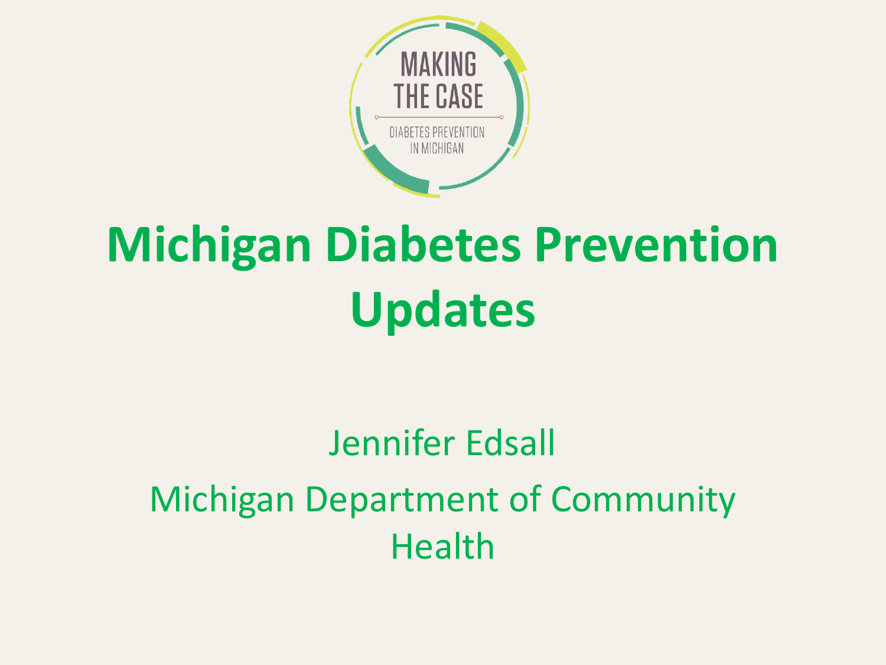MAKING THE CASE

DIABETES PREVENTION IN MICHIGAN

# Michigan Diabetes Prevention Updates

Jennifer Edsall

Michigan Department of Community Health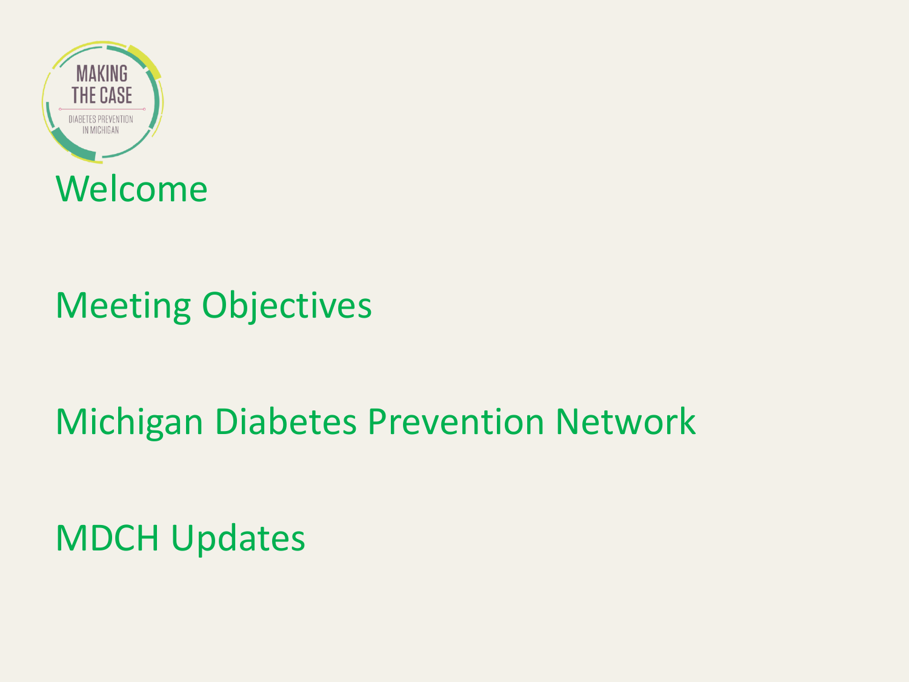MAKING THE CASE

DIABETES PREVENTION IN MICHIGAN

Welcome

Meeting Objectives

Michigan Diabetes Prevention Network

MDCH Updates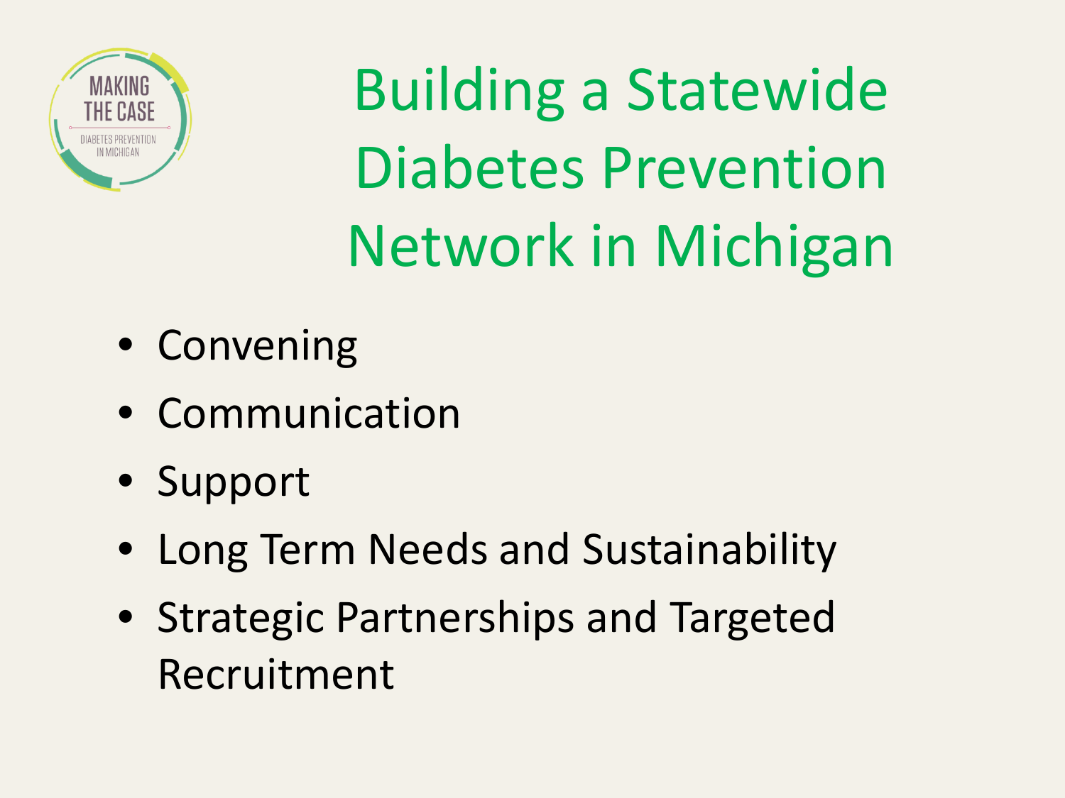# Building a Statewide Diabetes Prevention Network in Michigan

- Convening
- Communication
- Support
- Long Term Needs and Sustainability
- Strategic Partnerships and Targeted Recruitment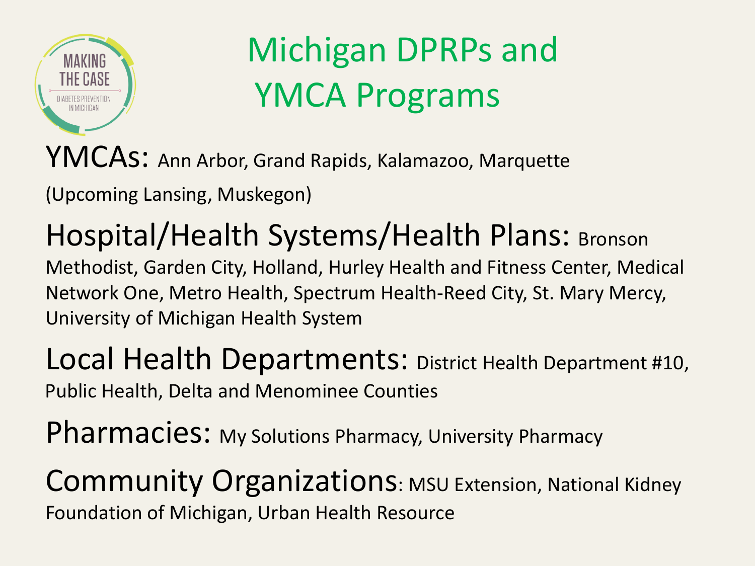# Michigan DPRPs and YMCA Programs

**YMCAs:** Ann Arbor, Grand Rapids, Kalamazoo, Marquette

(Upcoming Lansing, Muskegon)

**Hospital/Health Systems/Health Plans:** Bronson Methodist, Garden City, Holland, Hurley Health and Fitness Center, Medical Network One, Metro Health, Spectrum Health-Reed City, St. Mary Mercy, University of Michigan Health System

**Local Health Departments:** District Health Department #10, Public Health, Delta and Menominee Counties

**Pharmacies:** My Solutions Pharmacy, University Pharmacy

**Community Organizations:** MSU Extension, National Kidney Foundation of Michigan, Urban Health Resource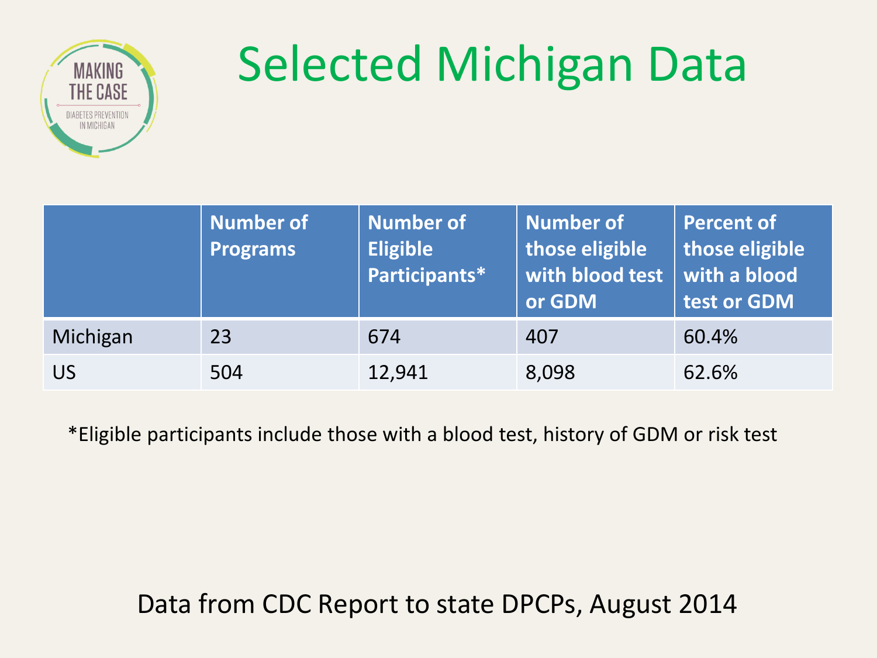# Selected Michigan Data

| | Number of Programs | Number of Eligible Participants* | Number of those eligible with blood test or GDM | Percent of those eligible with a blood test or GDM |
|---|---|---|---|---|
| Michigan | 23 | 674 | 407 | 60.4% |
| US | 504 | 12,941 | 8,098 | 62.6% |

*Eligible participants include those with a blood test, history of GDM or risk test

Data from CDC Report to state DPCPs, August 2014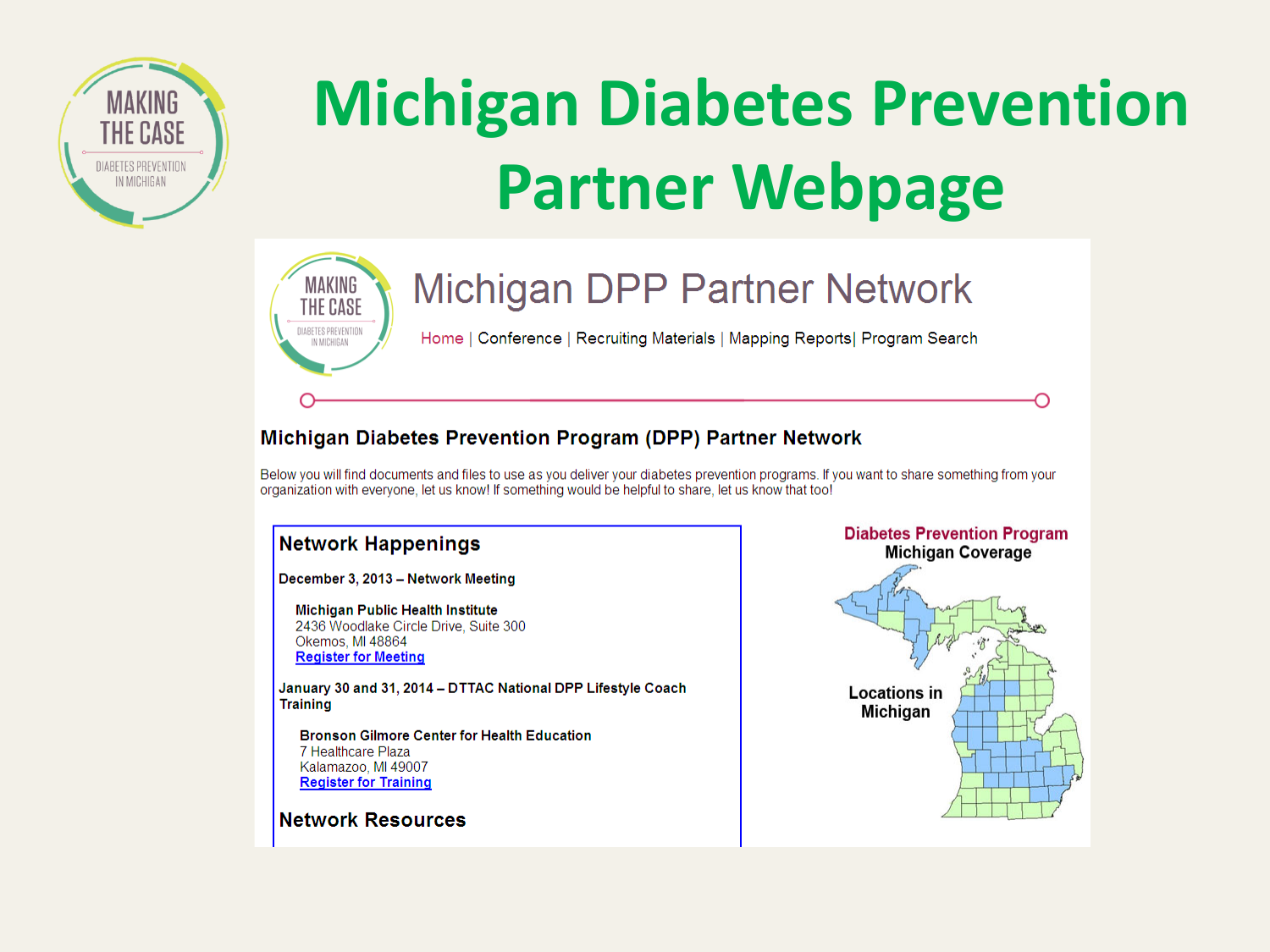# Michigan Diabetes Prevention Partner Webpage

MAKING THE CASE
DIABETES PREVENTION IN MICHIGAN

## Michigan DPP Partner Network

Home | Conference | Recruiting Materials | Mapping Reports| Program Search

### Michigan Diabetes Prevention Program (DPP) Partner Network

Below you will find documents and files to use as you deliver your diabetes prevention programs. If you want to share something from your organization with everyone, let us know! If something would be helpful to share, let us know that too!

#### Network Happenings

**December 3, 2013 – Network Meeting**

**Michigan Public Health Institute**
2436 Woodlake Circle Drive, Suite 300
Okemos, MI 48864
Register for Meeting

**January 30 and 31, 2014 – DTTAC National DPP Lifestyle Coach Training**

**Bronson Gilmore Center for Health Education**
7 Healthcare Plaza
Kalamazoo, MI 49007
Register for Training

#### Network Resources

**Diabetes Prevention Program**
**Michigan Coverage**

**Locations in Michigan**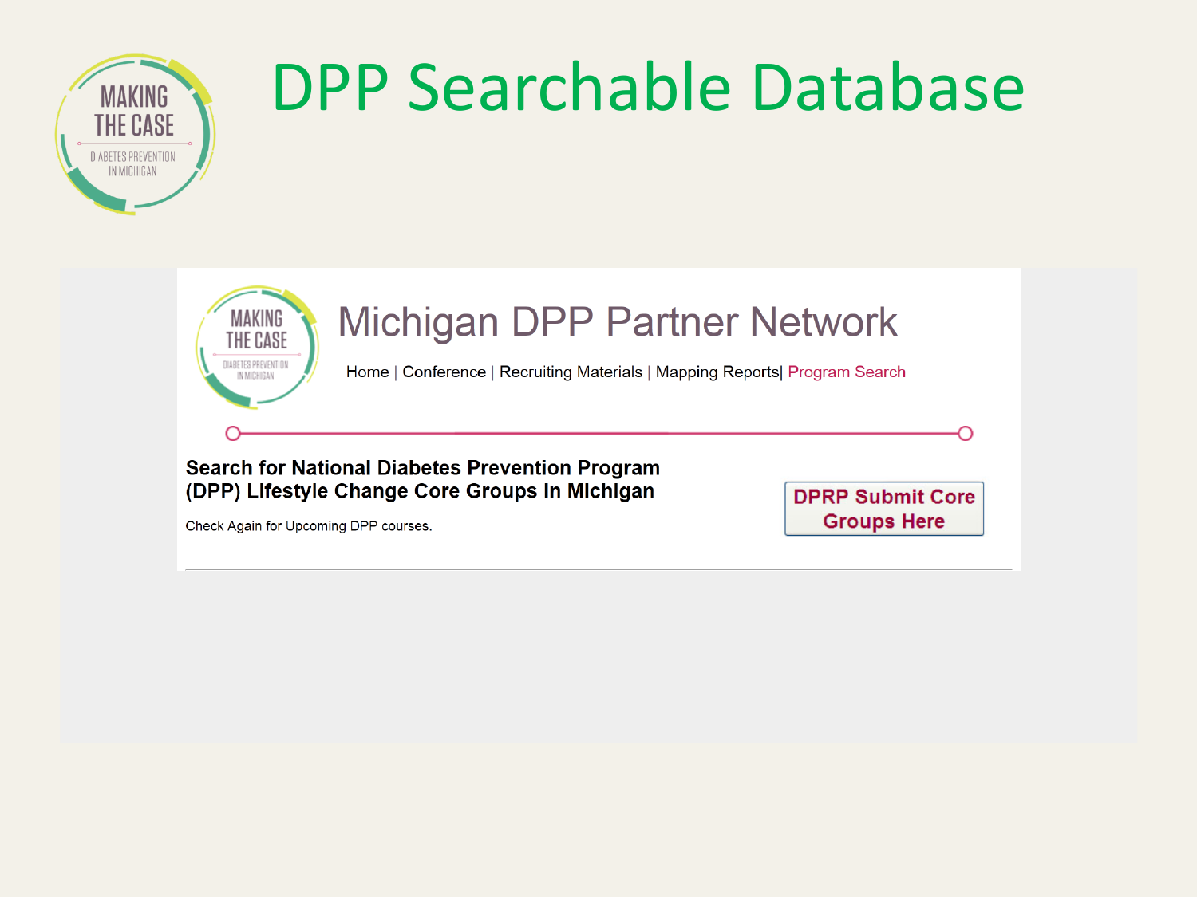# DPP Searchable Database

MAKING THE CASE
DIABETES PREVENTION IN MICHIGAN

## Michigan DPP Partner Network

Home | Conference | Recruiting Materials | Mapping Reports| Program Search

**Search for National Diabetes Prevention Program (DPP) Lifestyle Change Core Groups in Michigan**

Check Again for Upcoming DPP courses.

**DPRP Submit Core Groups Here**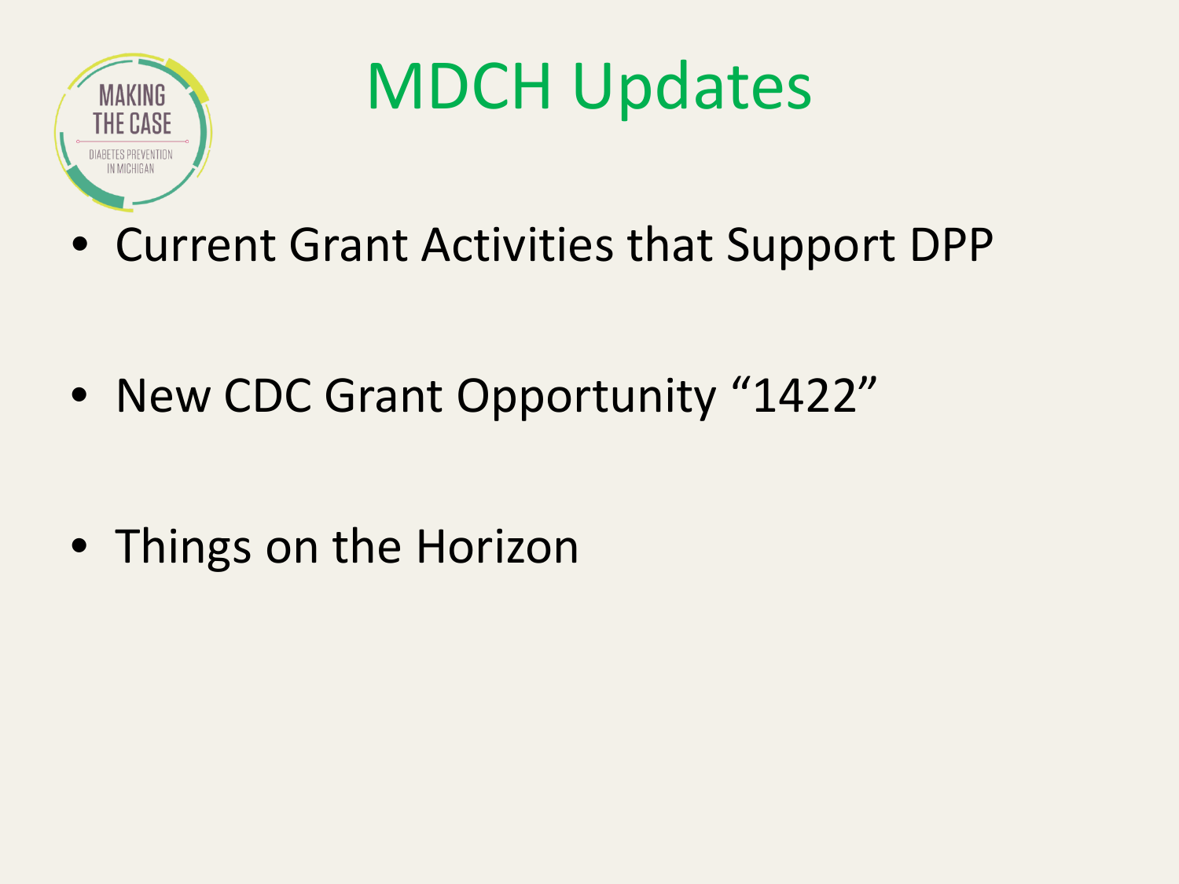# MDCH Updates

- Current Grant Activities that Support DPP
- New CDC Grant Opportunity “1422”
- Things on the Horizon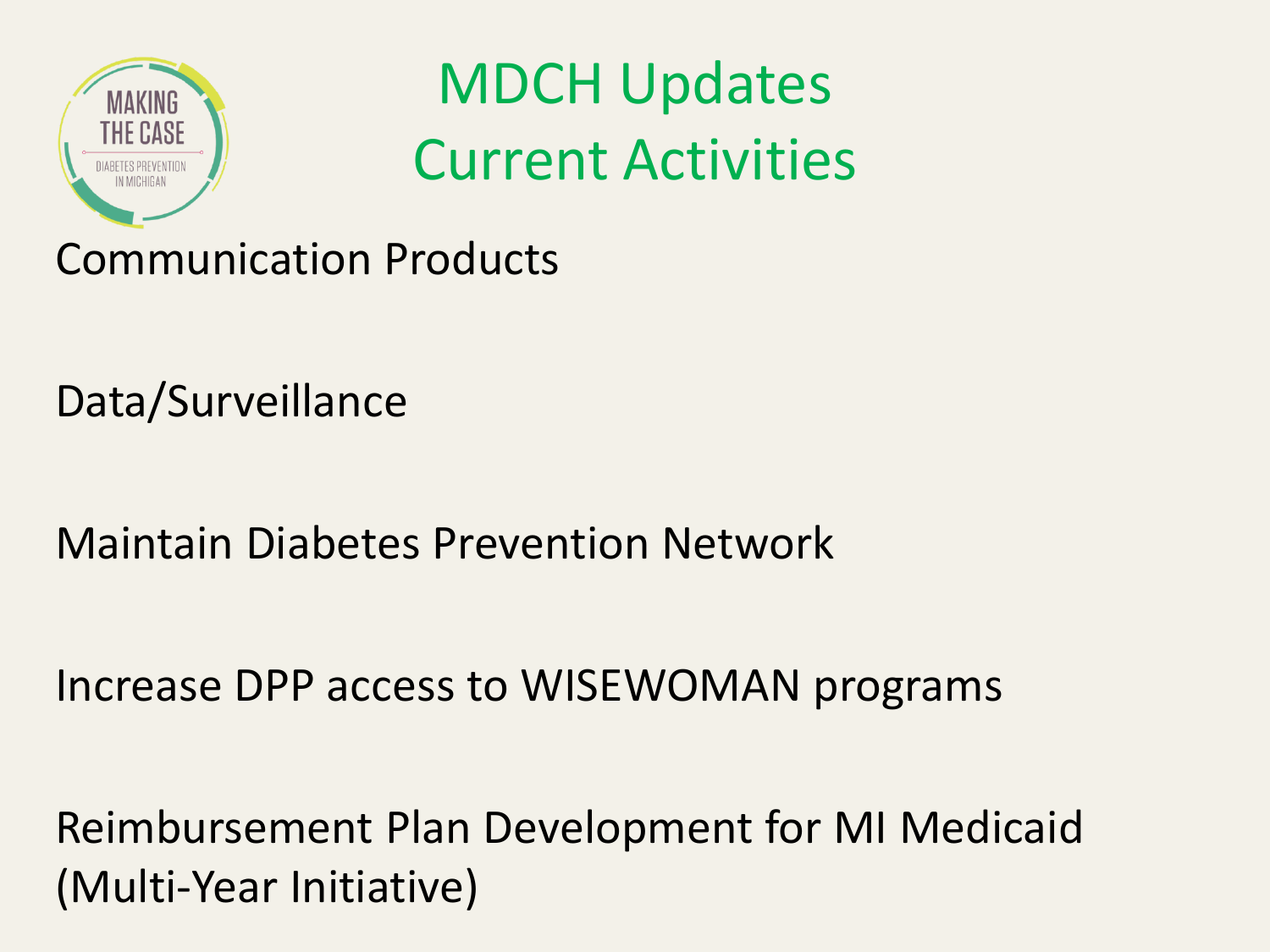# MDCH Updates
# Current Activities

Communication Products

Data/Surveillance

Maintain Diabetes Prevention Network

Increase DPP access to WISEWOMAN programs

Reimbursement Plan Development for MI Medicaid (Multi-Year Initiative)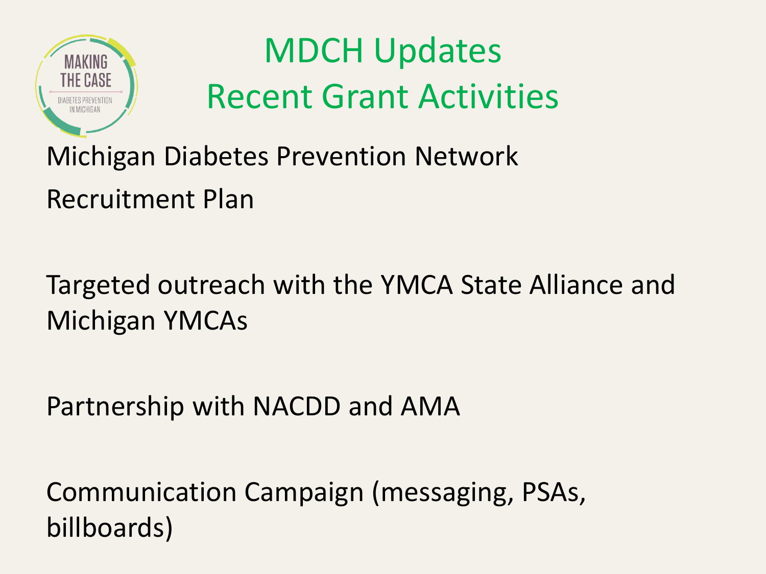# MDCH Updates
# Recent Grant Activities

Michigan Diabetes Prevention Network

Recruitment Plan

Targeted outreach with the YMCA State Alliance and Michigan YMCAs

Partnership with NACDD and AMA

Communication Campaign (messaging, PSAs, billboards)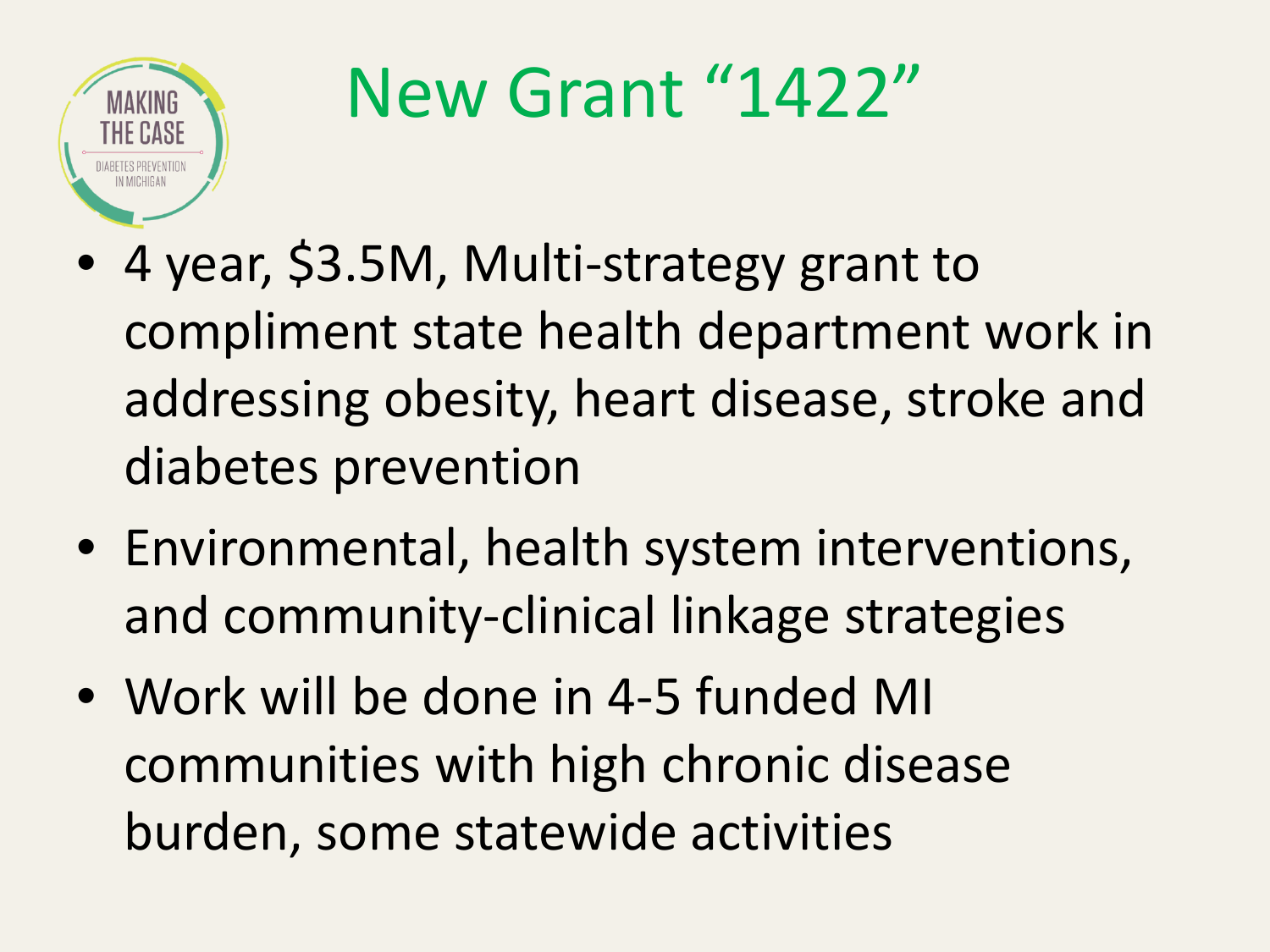# New Grant "1422"

- 4 year, $3.5M, Multi-strategy grant to compliment state health department work in addressing obesity, heart disease, stroke and diabetes prevention
- Environmental, health system interventions, and community-clinical linkage strategies
- Work will be done in 4-5 funded MI communities with high chronic disease burden, some statewide activities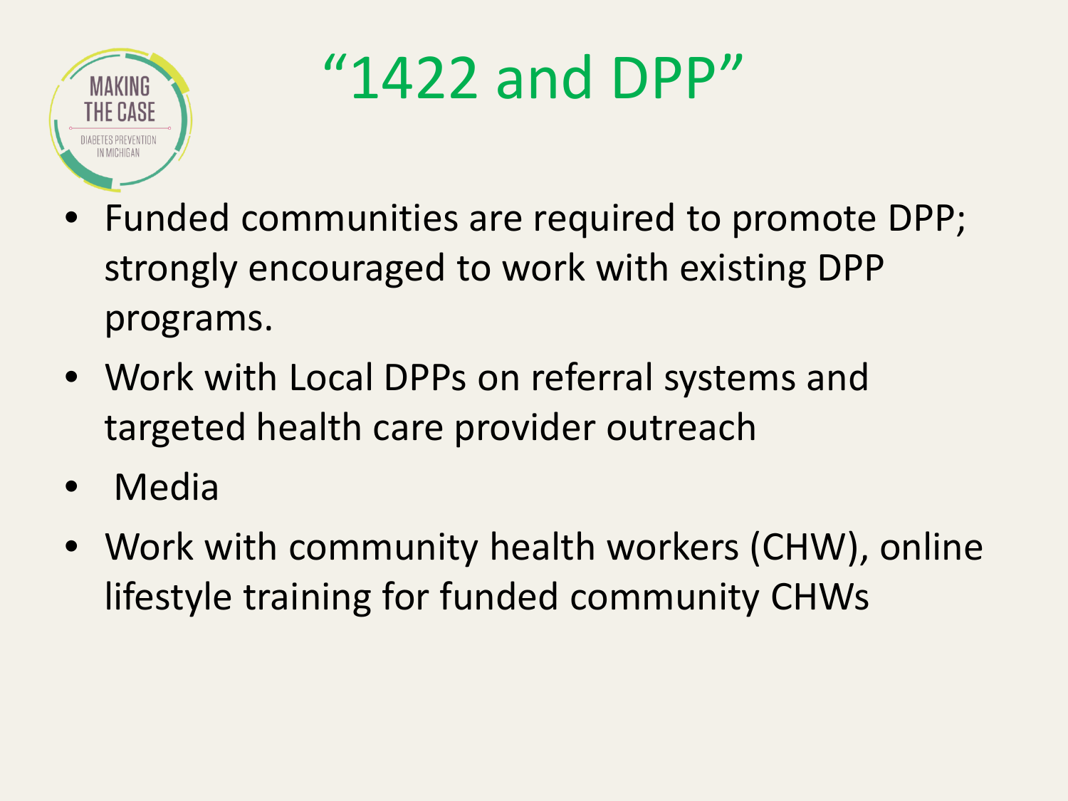# "1422 and DPP"

- Funded communities are required to promote DPP; strongly encouraged to work with existing DPP programs.
- Work with Local DPPs on referral systems and targeted health care provider outreach
- Media
- Work with community health workers (CHW), online lifestyle training for funded community CHWs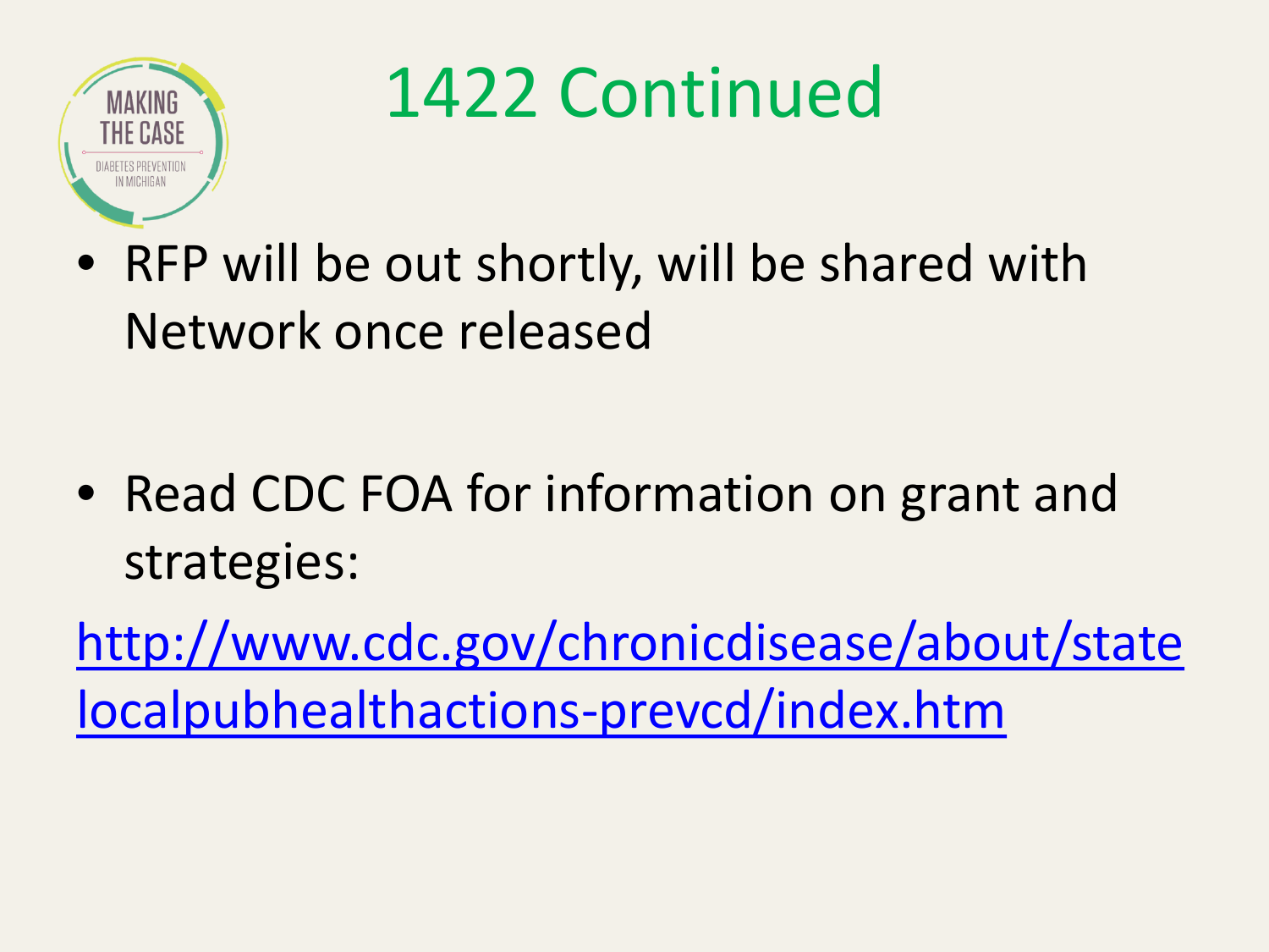# 1422 Continued

- RFP will be out shortly, will be shared with Network once released

- Read CDC FOA for information on grant and strategies:

http://www.cdc.gov/chronicdisease/about/statelocalpubhealthactions-prevcd/index.htm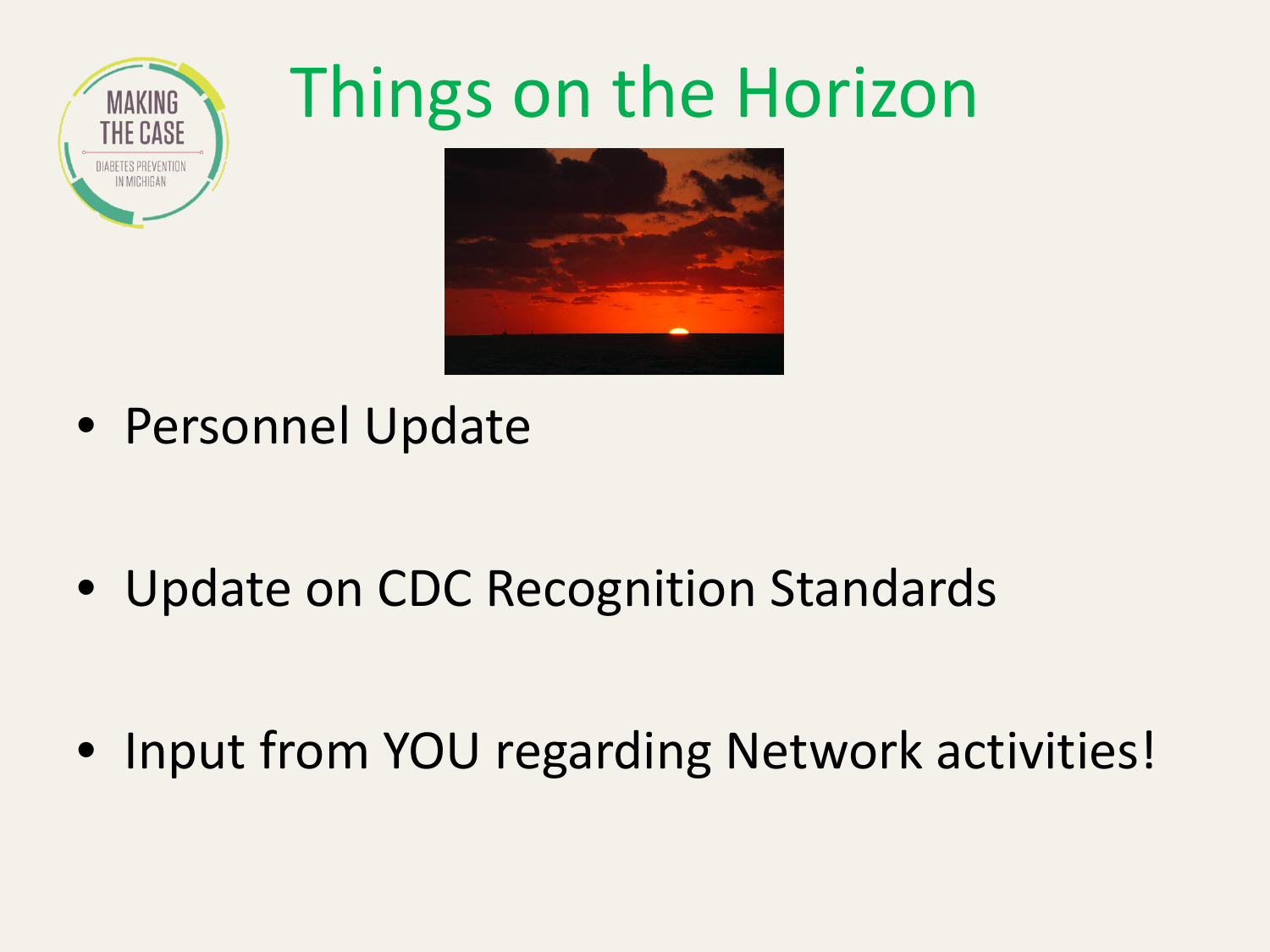# Things on the Horizon

- Personnel Update
- Update on CDC Recognition Standards
- Input from YOU regarding Network activities!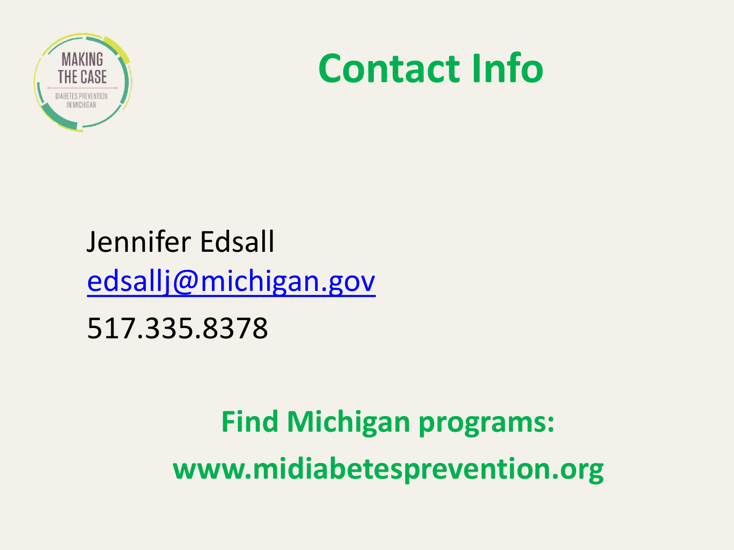# Contact Info

Jennifer Edsall
[edsallj@michigan.gov](mailto:edsallj@michigan.gov)
517.335.8378

**Find Michigan programs:**
**www.midiabetesprevention.org**